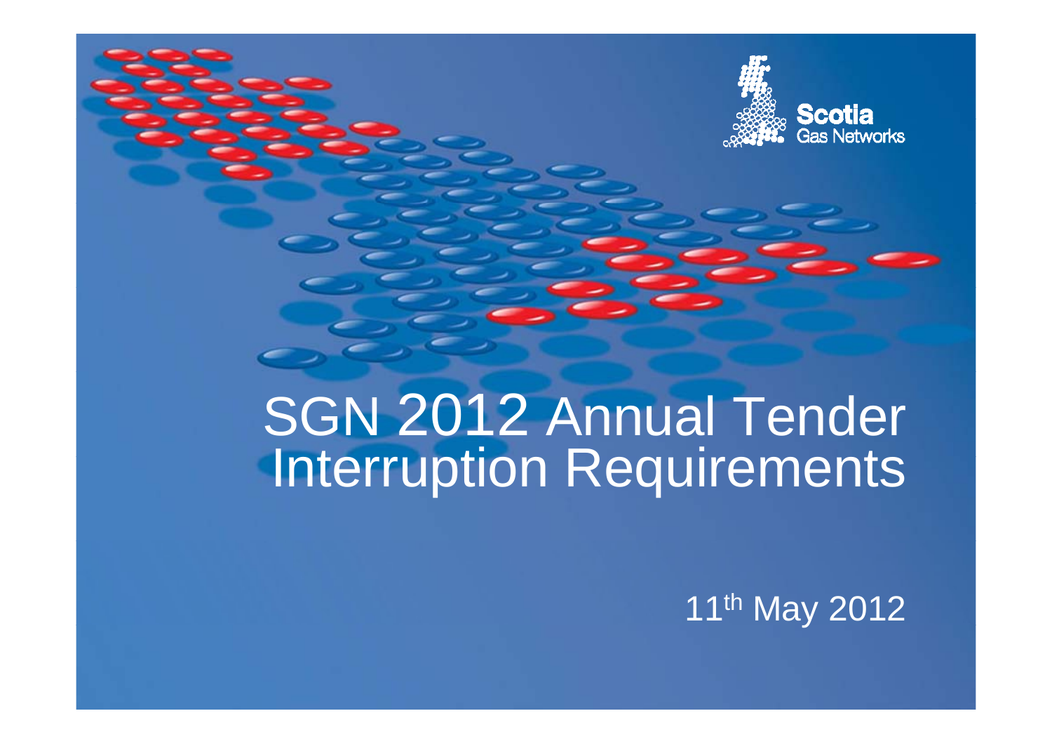Scotia Gas Networks

# SGN 2012 Annual Tender Interruption Requirements

11th May 2012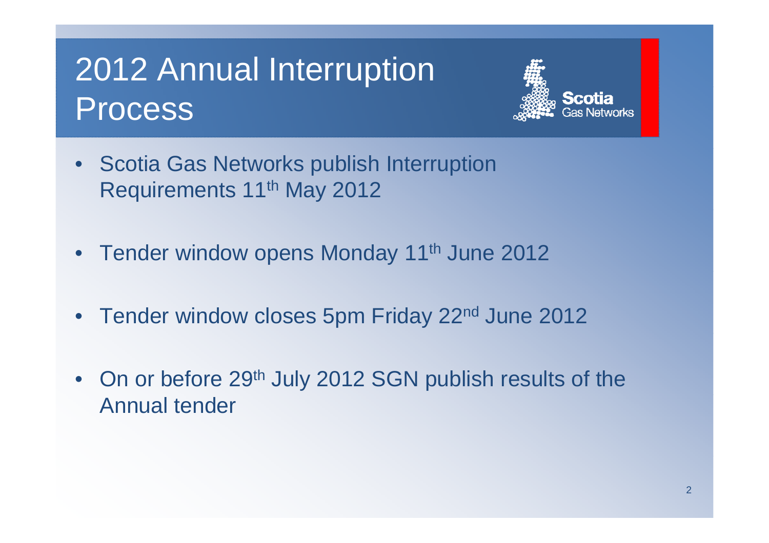# 2012 Annual Interruption Process

Scotia Gas Networks

- Scotia Gas Networks publish Interruption Requirements 11th May 2012
- Tender window opens Monday 11th June 2012
- Tender window closes 5pm Friday 22nd June 2012
- On or before 29th July 2012 SGN publish results of the Annual tender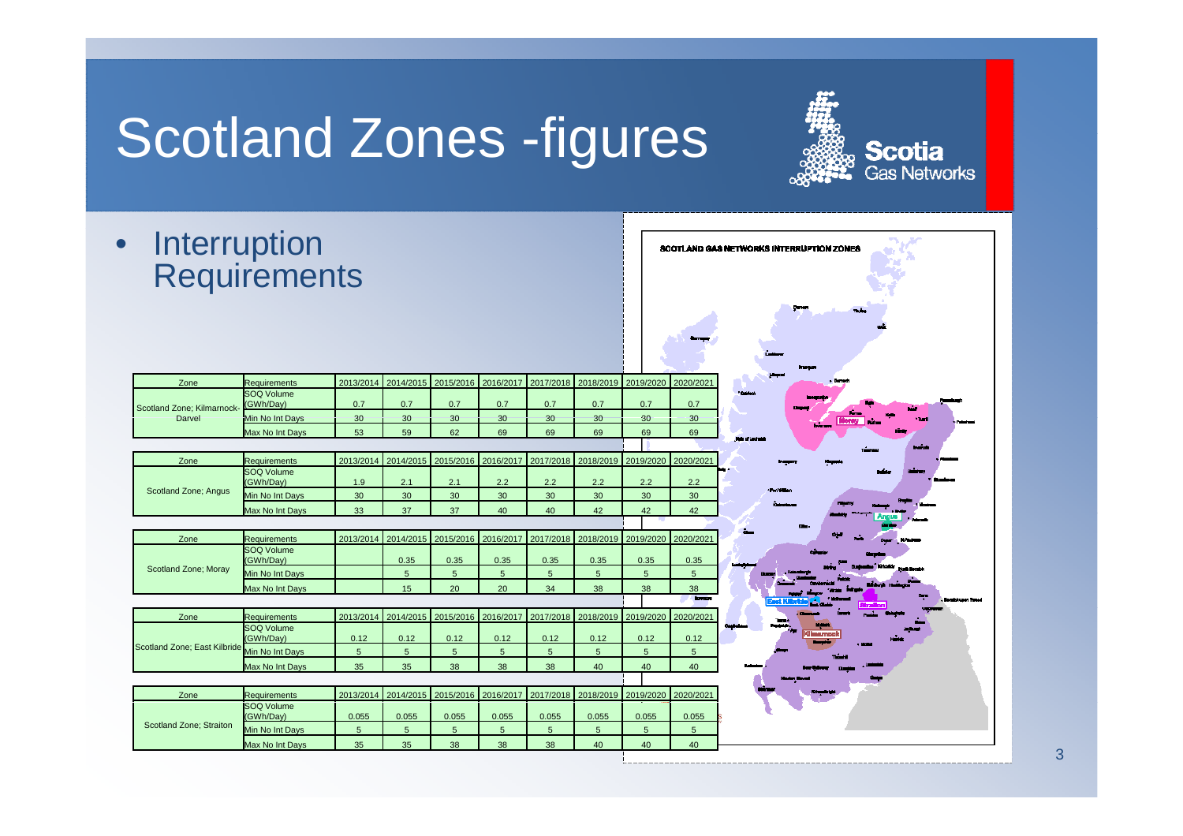# Scotland Zones -figures

- Interruption Requirements

| Zone | Requirements | 2013/2014 | 2014/2015 | 2015/2016 | 2016/2017 | 2017/2018 | 2018/2019 | 2019/2020 | 2020/2021 |
|---|---|---|---|---|---|---|---|---|---|
| Scotland Zone; Kilmarnock-Darvel | SOQ Volume (GWh/Day) | 0.7 | 0.7 | 0.7 | 0.7 | 0.7 | 0.7 | 0.7 | 0.7 |
| | Min No Int Days | 30 | 30 | 30 | 30 | 30 | 30 | 30 | 30 |
| | Max No Int Days | 53 | 59 | 62 | 69 | 69 | 69 | 69 | 69 |

| Zone | Requirements | 2013/2014 | 2014/2015 | 2015/2016 | 2016/2017 | 2017/2018 | 2018/2019 | 2019/2020 | 2020/2021 |
|---|---|---|---|---|---|---|---|---|---|
| Scotland Zone; Angus | SOQ Volume (GWh/Day) | 1.9 | 2.1 | 2.1 | 2.2 | 2.2 | 2.2 | 2.2 | 2.2 |
| | Min No Int Days | 30 | 30 | 30 | 30 | 30 | 30 | 30 | 30 |
| | Max No Int Days | 33 | 37 | 37 | 40 | 40 | 42 | 42 | 42 |

| Zone | Requirements | 2013/2014 | 2014/2015 | 2015/2016 | 2016/2017 | 2017/2018 | 2018/2019 | 2019/2020 | 2020/2021 |
|---|---|---|---|---|---|---|---|---|---|
| Scotland Zone; Moray | SOQ Volume (GWh/Day) | | 0.35 | 0.35 | 0.35 | 0.35 | 0.35 | 0.35 | 0.35 |
| | Min No Int Days | | 5 | 5 | 5 | 5 | 5 | 5 | 5 |
| | Max No Int Days | | 15 | 20 | 20 | 34 | 38 | 38 | 38 |

| Zone | Requirements | 2013/2014 | 2014/2015 | 2015/2016 | 2016/2017 | 2017/2018 | 2018/2019 | 2019/2020 | 2020/2021 |
|---|---|---|---|---|---|---|---|---|---|
| Scotland Zone; East Kilbride | SOQ Volume (GWh/Day) | 0.12 | 0.12 | 0.12 | 0.12 | 0.12 | 0.12 | 0.12 | 0.12 |
| | Min No Int Days | 5 | 5 | 5 | 5 | 5 | 5 | 5 | 5 |
| | Max No Int Days | 35 | 35 | 38 | 38 | 38 | 40 | 40 | 40 |

| Zone | Requirements | 2013/2014 | 2014/2015 | 2015/2016 | 2016/2017 | 2017/2018 | 2018/2019 | 2019/2020 | 2020/2021 |
|---|---|---|---|---|---|---|---|---|---|
| Scotland Zone; Straiton | SOQ Volume (GWh/Day) | 0.055 | 0.055 | 0.055 | 0.055 | 0.055 | 0.055 | 0.055 | 0.055 |
| | Min No Int Days | 5 | 5 | 5 | 5 | 5 | 5 | 5 | 5 |
| | Max No Int Days | 35 | 35 | 38 | 38 | 38 | 40 | 40 | 40 |

SCOTLAND GAS NETWORKS INTERRUPTION ZONES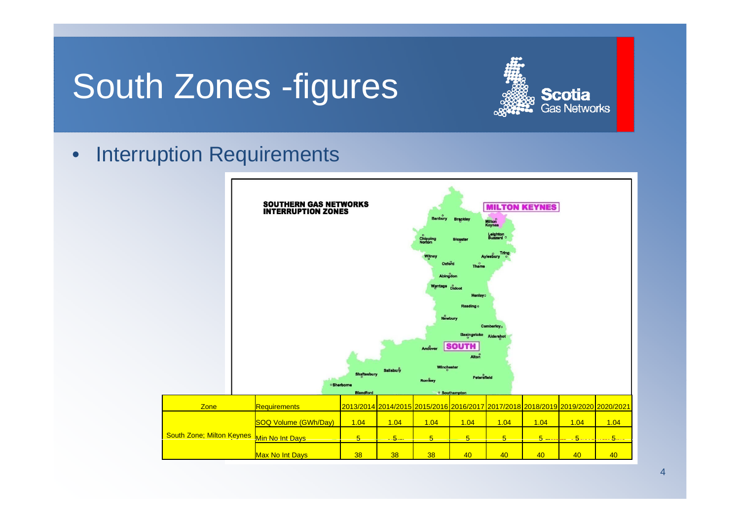# South Zones -figures

- Interruption Requirements

| Zone | Requirements | 2013/2014 | 2014/2015 | 2015/2016 | 2016/2017 | 2017/2018 | 2018/2019 | 2019/2020 | 2020/2021 |
|---|---|---|---|---|---|---|---|---|---|
| South Zone; Milton Keynes | SOQ Volume (GWh/Day) | 1.04 | 1.04 | 1.04 | 1.04 | 1.04 | 1.04 | 1.04 | 1.04 |
| | Min No Int Days | 5 | 5 | 5 | 5 | 5 | 5 | 5 | 5 |
| | Max No Int Days | 38 | 38 | 38 | 40 | 40 | 40 | 40 | 40 |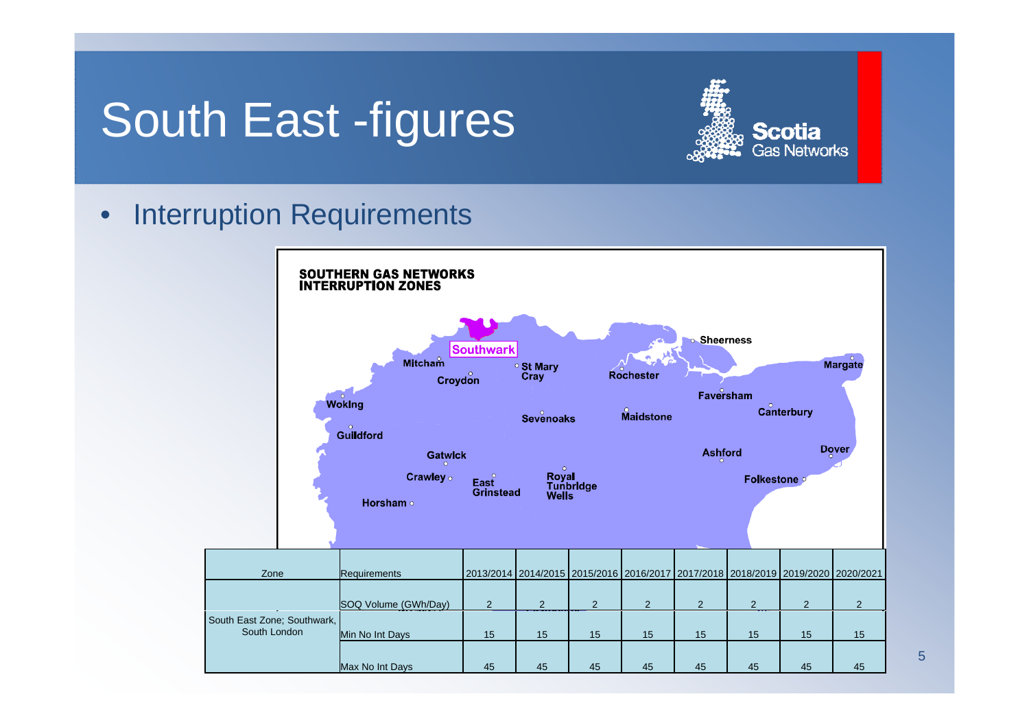# South East -figures

- Interruption Requirements

SOUTHERN GAS NETWORKS INTERRUPTION ZONES

| Zone | Requirements | 2013/2014 | 2014/2015 | 2015/2016 | 2016/2017 | 2017/2018 | 2018/2019 | 2019/2020 | 2020/2021 |
|---|---|---|---|---|---|---|---|---|---|
| South East Zone; Southwark, South London | SOQ Volume (GWh/Day) | 2 | 2 | 2 | 2 | 2 | 2 | 2 | 2 |
| | Min No Int Days | 15 | 15 | 15 | 15 | 15 | 15 | 15 | 15 |
| | Max No Int Days | 45 | 45 | 45 | 45 | 45 | 45 | 45 | 45 |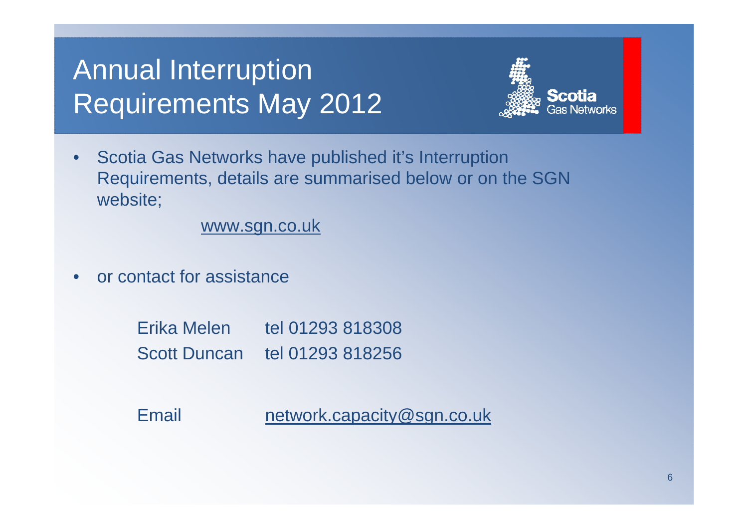# Annual Interruption Requirements May 2012

Scotia Gas Networks

- Scotia Gas Networks have published it's Interruption Requirements, details are summarised below or on the SGN website;

  www.sgn.co.uk

- or contact for assistance

| | |
|---|---|
| Erika Melen | tel 01293 818308 |
| Scott Duncan | tel 01293 818256 |
| | |
| Email | network.capacity@sgn.co.uk |